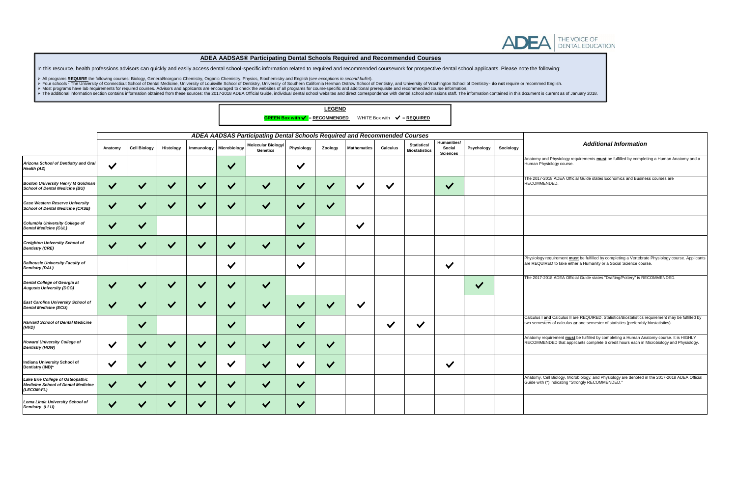## ADEA AADSAS® Participating Dental Schools Required and Recommended Courses

In this resource, health professions advisors can quickly and easily access dental school-specific information related to required and recommended coursework for prospective dental school applicants. Please note the following:

- All programs **REQUIRE** the following courses: Biology, General/Inorganic Chemistry, Organic Chemistry, Physics, Biochemistry and English (*see exceptions in second bullet*).
- Four schools - The University of Connecticut School of Dental Medicine, University of Louisville School of Dentistry, University of Southern California Herman Ostrow School of Dentistry, and University of Washington School of Dentistry - **do not** require or recommed English.
- Most programs have lab requirements for required courses. Advisors and applicants are encouraged to check the websites of all programs for course-specific and additional prerequisite and recommended course information.
- The additional information section contains information obtained from these sources: the 2017-2018 ADEA Official Guide, individual dental school websites and direct correspondence with dental school admissions staff. The information contained in this document is current as of January 2018.

**LEGEND**

**GREEN Box with ✔ = RECOMMENDED** WHITE Box with ✔ = **REQUIRED**

(In the table below: "✔ (Recommended)" = green box; "✔ (Required)" = white box.)

### ADEA AADSAS Participating Dental Schools Required and Recommended Courses

| | Anatomy | Cell Biology | Histology | Immunology | Microbiology | Molecular Biology/ Genetics | Physiology | Zoology | Mathematics | Calculus | Statistics/ Biostatistics | Humanities/ Social Sciences | Psychology | Sociology | Additional Information |
|---|---|---|---|---|---|---|---|---|---|---|---|---|---|---|---|
| ***Arizona School of Dentistry and Oral Health (AZ)*** | ✔ (Required) | | | | ✔ (Required) | | ✔ (Required) | | | | | | | | Anatomy and Physiology requirements **must** be fulfilled by completing a Human Anatomy and a Human Physiology course. |
| ***Boston University Henry M Goldman School of Dental Medicine (BU)*** | ✔ (Recommended) | ✔ (Recommended) | ✔ (Recommended) | ✔ (Recommended) | ✔ (Recommended) | ✔ (Recommended) | ✔ (Recommended) | ✔ (Recommended) | ✔ (Required) | ✔ (Required) | | ✔ (Recommended) | | | The 2017-2018 ADEA Official Guide states Economics and Business courses are RECOMMENDED. |
| ***Case Western Reserve University School of Dental Medicine (CASE)*** | ✔ (Recommended) | ✔ (Recommended) | ✔ (Recommended) | ✔ (Recommended) | ✔ (Recommended) | ✔ (Recommended) | ✔ (Recommended) | ✔ (Recommended) | | | | | | | |
| ***Columbia University College of Dental Medicine (CUL)*** | ✔ (Recommended) | ✔ (Recommended) | | | | | ✔ (Recommended) | | ✔ (Required) | | | | | | |
| ***Creighton University School of Dentistry (CRE)*** | ✔ (Recommended) | ✔ (Recommended) | ✔ (Recommended) | ✔ (Recommended) | ✔ (Recommended) | ✔ (Recommended) | ✔ (Recommended) | | | | | | | | |
| ***Dalhousie University Faculty of Dentistry (DAL)*** | | | | | ✔ (Required) | | ✔ (Required) | | | | | ✔ (Required) | | | Physiology requirement **must** be fulfilled by completing a Vertebrate Physiology course. Applicants are REQUIRED to take either a Humanity or a Social Science course. |
| ***Dental College of Georgia at Augusta University (DCG)*** | ✔ (Recommended) | ✔ (Recommended) | ✔ (Recommended) | ✔ (Recommended) | ✔ (Recommended) | ✔ (Recommended) | | | | | | | ✔ (Recommended) | | The 2017-2018 ADEA Official Guide states "Drafting/Pottery" is RECOMMENDED. |
| ***East Carolina University School of Dental Medicine (ECU)*** | ✔ (Recommended) | ✔ (Recommended) | ✔ (Recommended) | ✔ (Recommended) | ✔ (Recommended) | ✔ (Recommended) | ✔ (Recommended) | ✔ (Recommended) | ✔ (Required) | | | | | | |
| ***Harvard School of Dental Medicine (HVD)*** | | ✔ (Recommended) | | | ✔ (Recommended) | | ✔ (Recommended) | | | ✔ (Required) | ✔ (Required) | | | | Calculus I **and** Calculus II are REQUIRED. Statistics/Biostatistics requirement may be fulfilled by two semesters of calculus **or** one semester of statistics (preferably biostatistics). |
| ***Howard University College of Dentistry (HOW)*** | ✔ (Required) | ✔ (Recommended) | ✔ (Recommended) | ✔ (Recommended) | ✔ (Recommended) | ✔ (Recommended) | ✔ (Recommended) | ✔ (Recommended) | | | | | | | Anatomy requirement **must** be fulfilled by completing a Human Anatomy course. It is HIGHLY RECOMMENDED that applicants complete 6 credit hours each in Microbiology and Physiology. |
| ***Indiana University School of Dentistry (IND)**** | ✔ (Required) | ✔ (Recommended) | ✔ (Recommended) | ✔ (Recommended) | ✔ (Required) | ✔ (Recommended) | ✔ (Required) | ✔ (Recommended) | | | | ✔ (Recommended) | | | |
| ***Lake Erie College of Osteopathic Medicine School of Dental Medicine (LECOM-FL)*** | ✔ (Recommended) | ✔ (Recommended) | ✔ (Recommended) | ✔ (Recommended) | ✔ (Recommended) | ✔ (Recommended) | ✔ (Recommended) | | | | | | | | Anatomy, Cell Biology, Microbiology, and Physiology are denoted in the 2017-2018 ADEA Official Guide with (*) indicating "Strongly RECOMMENDED." |
| ***Loma Linda University School of Dentistry (LLU)*** | ✔ (Recommended) | ✔ (Recommended) | ✔ (Recommended) | ✔ (Recommended) | ✔ (Recommended) | ✔ (Recommended) | ✔ (Recommended) | | | | | | | | |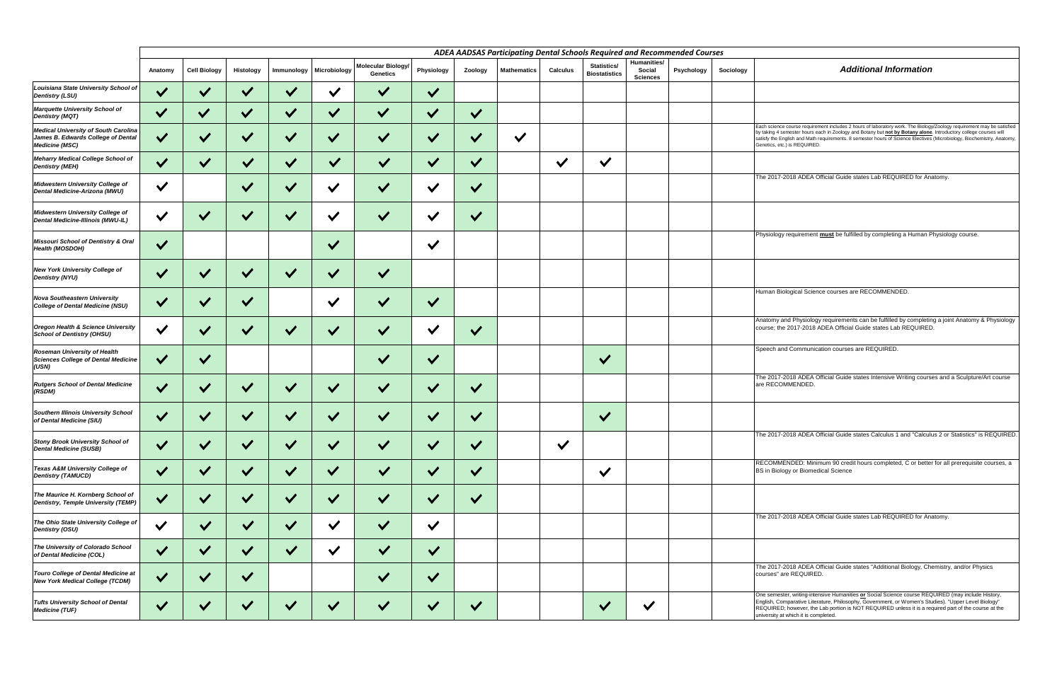| | *ADEA AADSAS Participating Dental Schools Required and Recommended Courses* | | | | | | | | | | | | | | |
|---|---|---|---|---|---|---|---|---|---|---|---|---|---|---|---|
| | Anatomy | Cell Biology | Histology | Immunology | Microbiology | Molecular Biology/ Genetics | Physiology | Zoology | Mathematics | Calculus | Statistics/ Biostatistics | Humanities/ Social Sciences | Psychology | Sociology | ***Additional Information*** |
| ***Louisiana State University School of Dentistry (LSU)*** | ✓ | ✓ | ✓ | ✓ | ✓ | ✓ | ✓ | | | | | | | | |
| ***Marquette University School of Dentistry (MQT)*** | ✓ | ✓ | ✓ | ✓ | ✓ | ✓ | ✓ | ✓ | | | | | | | |
| ***Medical University of South Carolina James B. Edwards College of Dental Medicine (MSC)*** | ✓ | ✓ | ✓ | ✓ | ✓ | ✓ | ✓ | ✓ | ✓ | | | | | | Each science course requirement includes 2 hours of laboratory work. The Biology/Zoology requirement may be satisfied by taking 4 semester hours each in Zoology and Botany but **not by Botany alone**. Introductory college courses will satisfy the English and Math requirements. 8 semester hours of Science Electives (Microbiology, Biochemistry, Anatomy, Genetics, etc.) is REQUIRED. |
| ***Meharry Medical College School of Dentistry (MEH)*** | ✓ | ✓ | ✓ | ✓ | ✓ | ✓ | ✓ | ✓ | | ✓ | ✓ | | | | |
| ***Midwestern University College of Dental Medicine-Arizona (MWU)*** | ✓ | | ✓ | ✓ | ✓ | ✓ | ✓ | ✓ | | | | | | | The 2017-2018 ADEA Official Guide states Lab REQUIRED for Anatomy. |
| ***Midwestern University College of Dental Medicine-Illinois (MWU-IL)*** | ✓ | ✓ | ✓ | ✓ | ✓ | ✓ | ✓ | ✓ | | | | | | | |
| ***Missouri School of Dentistry & Oral Health (MOSDOH)*** | ✓ | | | | ✓ | | ✓ | | | | | | | | Physiology requirement **must** be fulfilled by completing a Human Physiology course. |
| ***New York University College of Dentistry (NYU)*** | ✓ | ✓ | ✓ | ✓ | ✓ | ✓ | | | | | | | | | |
| ***Nova Southeastern University College of Dental Medicine (NSU)*** | ✓ | ✓ | ✓ | | ✓ | ✓ | ✓ | | | | | | | | Human Biological Science courses are RECOMMENDED. |
| ***Oregon Health & Science University School of Dentistry (OHSU)*** | ✓ | ✓ | ✓ | ✓ | ✓ | ✓ | ✓ | ✓ | | | | | | | Anatomy and Physiology requirements can be fulfilled by completing a joint Anatomy & Physiology course; the 2017-2018 ADEA Official Guide states Lab REQUIRED. |
| ***Roseman University of Health Sciences College of Dental Medicine (USN)*** | ✓ | ✓ | | | | ✓ | ✓ | | | | ✓ | | | | Speech and Communication courses are REQUIRED. |
| ***Rutgers School of Dental Medicine (RSDM)*** | ✓ | ✓ | ✓ | ✓ | ✓ | ✓ | ✓ | ✓ | | | | | | | The 2017-2018 ADEA Official Guide states Intensive Writing courses and a Sculpture/Art course are RECOMMENDED. |
| ***Southern Illinois University School of Dental Medicine (SIU)*** | ✓ | ✓ | ✓ | ✓ | ✓ | ✓ | ✓ | ✓ | | | ✓ | | | | |
| ***Stony Brook University School of Dental Medicine (SUSB)*** | ✓ | ✓ | ✓ | ✓ | ✓ | ✓ | ✓ | ✓ | | ✓ | | | | | The 2017-2018 ADEA Official Guide states Calculus 1 and "Calculus 2 or Statistics" is REQUIRED. |
| ***Texas A&M University College of Dentistry (TAMUCD)*** | ✓ | ✓ | ✓ | ✓ | ✓ | ✓ | ✓ | ✓ | | | ✓ | | | | RECOMMENDED: Minimum 90 credit hours completed, C or better for all prerequisite courses, a BS in Biology or Biomedical Science |
| ***The Maurice H. Kornberg School of Dentistry, Temple University (TEMP)*** | ✓ | ✓ | ✓ | ✓ | ✓ | ✓ | ✓ | ✓ | | | | | | | |
| ***The Ohio State University College of Dentistry (OSU)*** | ✓ | ✓ | ✓ | ✓ | ✓ | ✓ | ✓ | | | | | | | | The 2017-2018 ADEA Official Guide states Lab REQUIRED for Anatomy. |
| ***The University of Colorado School of Dental Medicine (COL)*** | ✓ | ✓ | ✓ | ✓ | ✓ | ✓ | ✓ | | | | | | | | |
| ***Touro College of Dental Medicine at New York Medical College (TCDM)*** | ✓ | ✓ | ✓ | | | ✓ | ✓ | | | | | | | | The 2017-2018 ADEA Official Guide states "Additional Biology, Chemistry, and/or Physics courses" are REQUIRED. |
| ***Tufts University School of Dental Medicine (TUF)*** | ✓ | ✓ | ✓ | ✓ | ✓ | ✓ | ✓ | ✓ | | | ✓ | ✓ | | | One semester, writing-intensive Humanities **or** Social Science course REQUIRED (may include History, English, Comparative Literature, Philosophy, Government, or Women's Studies). "Upper Level Biology" REQUIRED; however, the Lab portion is NOT REQUIRED unless it is a required part of the course at the university at which it is completed. |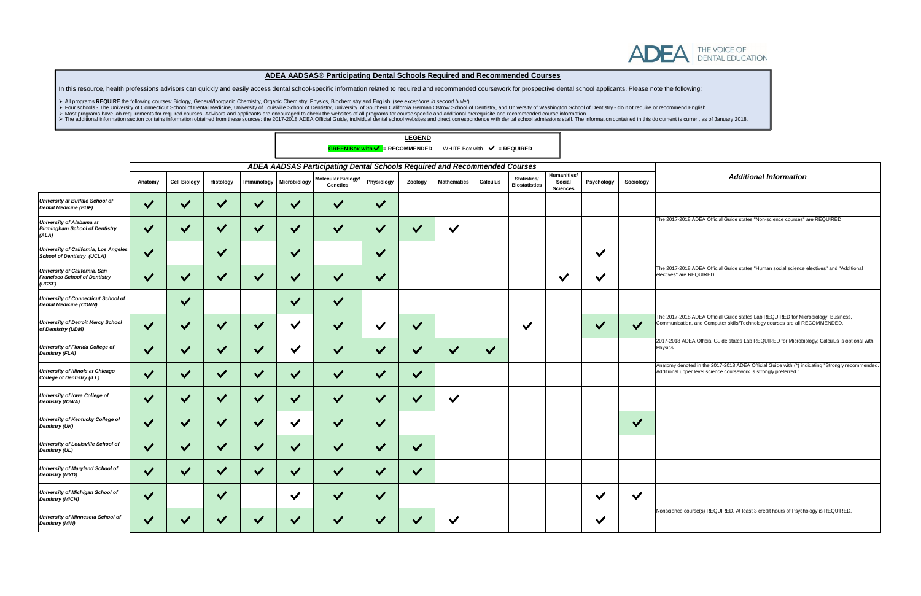## ADEA AADSAS® Participating Dental Schools Required and Recommended Courses

In this resource, health professions advisors can quickly and easily access dental school-specific information related to required and recommended coursework for prospective dental school applicants. Please note the following:

- All programs **REQUIRE** the following courses: Biology, General/Inorganic Chemistry, Organic Chemistry, Physics, Biochemistry and English (*see exceptions in second bullet*).
- Four schools - The University of Connecticut School of Dental Medicine, University of Louisville School of Dentistry, University of Southern California Herman Ostrow School of Dentistry, and University of Washington School of Dentistry - **do not** require or recommend English.
- Most programs have lab requirements for required courses. Advisors and applicants are encouraged to check the websites of all programs for course-specific and additional prerequisite and recommended course information.
- The additional information section contains information obtained from these sources: the 2017-2018 ADEA Official Guide, individual dental school websites and direct correspondence with dental school admissions staff. The information contained in this do cument is current as of January 2018.

**LEGEND**

GREEN Box with ✓ = **RECOMMENDED** WHITE Box with ✓ = **REQUIRED**

(In the table below, ✓ = green box/RECOMMENDED; ✓ (REQUIRED) = white box/REQUIRED.)

| ADEA AADSAS Participating Dental Schools Required and Recommended Courses | Anatomy | Cell Biology | Histology | Immunology | Microbiology | Molecular Biology/ Genetics | Physiology | Zoology | Mathematics | Calculus | Statistics/ Biostatistics | Humanities/ Social Sciences | Psychology | Sociology | Additional Information |
|---|---|---|---|---|---|---|---|---|---|---|---|---|---|---|---|
| *University at Buffalo School of Dental Medicine (BUF)* | ✓ | ✓ | ✓ | ✓ | ✓ | ✓ | ✓ | | | | | | | | |
| *University of Alabama at Birmingham School of Dentistry (ALA)* | ✓ | ✓ | ✓ | ✓ | ✓ | ✓ | ✓ | ✓ | ✓ | | | | | | The 2017-2018 ADEA Official Guide states "Non-science courses" are REQUIRED. |
| *University of California, Los Angeles School of Dentistry (UCLA)* | ✓ | | ✓ | | ✓ | | ✓ | | | | | | ✓ | | |
| *University of California, San Francisco School of Dentistry (UCSF)* | ✓ | ✓ | ✓ | ✓ | ✓ | ✓ | ✓ | | | | | ✓ | ✓ | | The 2017-2018 ADEA Official Guide states "Human social science electives" and "Additional electives" are REQUIRED. |
| *University of Connecticut School of Dental Medicine (CONN)* | | ✓ | | | ✓ | ✓ | | | | | | | | | |
| *University of Detroit Mercy School of Dentistry (UDM)* | ✓ | ✓ | ✓ | ✓ | ✓ (REQUIRED) | ✓ | ✓ (REQUIRED) | ✓ | | | ✓ | | ✓ | ✓ | The 2017-2018 ADEA Official Guide states Lab REQUIRED for Microbiology; Business, Communication, and Computer skills/Technology courses are all RECOMMENDED. |
| *University of Florida College of Dentistry (FLA)* | ✓ | ✓ | ✓ | ✓ | ✓ (REQUIRED) | ✓ | ✓ | ✓ | ✓ | ✓ | | | | | 2017-2018 ADEA Official Guide states Lab REQUIRED for Microbiology; Calculus is optional with Physics. |
| *University of Illinois at Chicago College of Dentistry (ILL)* | ✓ | ✓ | ✓ | ✓ | ✓ | ✓ | ✓ | ✓ | | | | | | | Anatomy denoted in the 2017-2018 ADEA Official Guide with (*) indicating "Strongly recommended. Additional upper level science coursework is strongly preferred." |
| *University of Iowa College of Dentistry (IOWA)* | ✓ | ✓ | ✓ | ✓ | ✓ | ✓ | ✓ | ✓ | ✓ | | | | | | |
| *University of Kentucky College of Dentistry (UK)* | ✓ | ✓ | ✓ | ✓ | ✓ (REQUIRED) | ✓ | ✓ | | | | | | | ✓ | |
| *University of Louisville School of Dentistry (UL)* | ✓ | ✓ | ✓ | ✓ | ✓ | ✓ | ✓ | ✓ | | | | | | | |
| *University of Maryland School of Dentistry (MYD)* | ✓ | ✓ | ✓ | ✓ | ✓ | ✓ | ✓ | ✓ | | | | | | | |
| *University of Michigan School of Dentistry (MICH)* | ✓ | | ✓ | | ✓ (REQUIRED) | ✓ | ✓ | | | | | | ✓ | ✓ | |
| *University of Minnesota School of Dentistry (MIN)* | ✓ | ✓ | ✓ | ✓ | ✓ | ✓ | ✓ | ✓ | ✓ | | | | ✓ | | Nonscience course(s) REQUIRED. At least 3 credit hours of Psychology is REQUIRED. |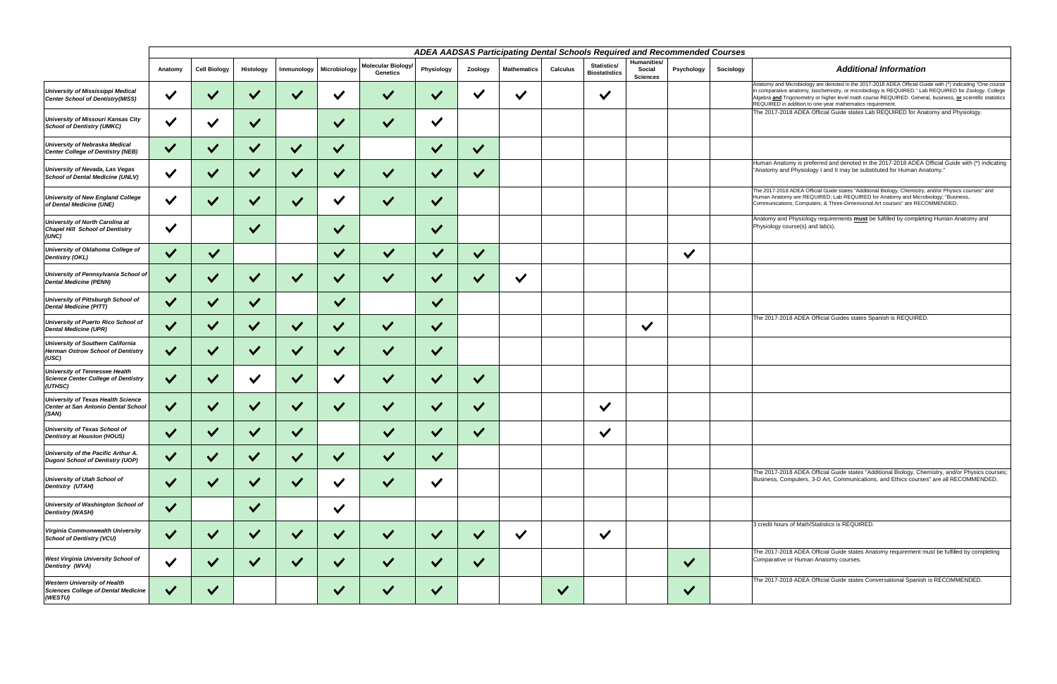| | ADEA AADSAS Participating Dental Schools Required and Recommended Courses | | | | | | | | | | | | | | |
|---|---|---|---|---|---|---|---|---|---|---|---|---|---|---|---|
| | Anatomy | Cell Biology | Histology | Immunology | Microbiology | Molecular Biology/ Genetics | Physiology | Zoology | Mathematics | Calculus | Statistics/ Biostatistics | Humanities/ Social Sciences | Psychology | Sociology | Additional Information |
| *University of Mississippi Medical Center School of Dentistry(MISS)* | ✔ | ✔ | ✔ | ✔ | ✔ | ✔ | ✔ | ✔ | ✔ | | ✔ | | | | Anatomy and Microbiology are denoted in the 2017-2018 ADEA Official Guide with (*) indicating "One course in comparative anatomy, biochemistry, or microbiology is REQUIRED." Lab REQUIRED for Zoology. College Algebra **and** Trigonometry or higher level math course REQUIRED. General, business, **or** scientific statistics REQUIRED in addition to one-year mathematics requirement. |
| *University of Missouri Kansas City School of Dentistry (UMKC)* | ✔ | ✔ | ✔ | | ✔ | ✔ | ✔ | | | | | | | | The 2017-2018 ADEA Official Guide states Lab REQUIRED for Anatomy and Physiology. |
| *University of Nebraska Medical Center College of Dentistry (NEB)* | ✔ | ✔ | ✔ | ✔ | ✔ | | ✔ | ✔ | | | | | | | |
| *University of Nevada, Las Vegas School of Dental Medicine (UNLV)* | ✔ | ✔ | ✔ | ✔ | ✔ | ✔ | ✔ | ✔ | | | | | | | Human Anatomy is preferred and denoted in the 2017-2018 ADEA Official Guide with (*) indicating "Anatomy and Physiology I and II may be substituted for Human Anatomy." |
| *University of New England College of Dental Medicine (UNE)* | ✔ | ✔ | ✔ | ✔ | ✔ | ✔ | ✔ | | | | | | | | The 2017-2018 ADEA Official Guide states "Additional Biology, Chemistry, and/or Physics courses" and Human Anatomy are REQUIRED; Lab REQUIRED for Anatomy and Microbiology; "Business, Communications, Computers, & Three-Dimensional Art courses" are RECOMMENDED. |
| *University of North Carolina at Chapel Hill School of Dentistry (UNC)* | ✔ | | ✔ | | ✔ | | ✔ | | | | | | | | Anatomy and Physiology requirements **must** be fulfilled by completing Human Anatomy and Physiology course(s) and lab(s). |
| *University of Oklahoma College of Dentistry (OKL)* | ✔ | ✔ | | | ✔ | ✔ | ✔ | ✔ | | | | | ✔ | | |
| *University of Pennsylvania School of Dental Medicine (PENN)* | ✔ | ✔ | ✔ | ✔ | ✔ | ✔ | ✔ | ✔ | ✔ | | | | | | |
| *University of Pittsburgh School of Dental Medicine (PITT)* | ✔ | ✔ | ✔ | | ✔ | | ✔ | | | | | | | | |
| *University of Puerto Rico School of Dental Medicine (UPR)* | ✔ | ✔ | ✔ | ✔ | ✔ | ✔ | ✔ | | | | | ✔ | | | The 2017-2018 ADEA Official Guides states Spanish is REQUIRED. |
| *University of Southern California Herman Ostrow School of Dentistry (USC)* | ✔ | ✔ | ✔ | ✔ | ✔ | ✔ | ✔ | | | | | | | | |
| *University of Tennessee Health Science Center College of Dentistry (UTHSC)* | ✔ | ✔ | ✔ | ✔ | ✔ | ✔ | ✔ | ✔ | | | | | | | |
| *University of Texas Health Science Center at San Antonio Dental School (SAN)* | ✔ | ✔ | ✔ | ✔ | ✔ | ✔ | ✔ | ✔ | | | ✔ | | | | |
| *University of Texas School of Dentistry at Houston (HOUS)* | ✔ | ✔ | ✔ | ✔ | | ✔ | ✔ | ✔ | | | ✔ | | | | |
| *University of the Pacific Arthur A. Dugoni School of Dentistry (UOP)* | ✔ | ✔ | ✔ | ✔ | ✔ | ✔ | ✔ | | | | | | | | |
| *University of Utah School of Dentistry (UTAH)* | ✔ | ✔ | ✔ | ✔ | ✔ | ✔ | ✔ | | | | | | | | The 2017-2018 ADEA Official Guide states "Additional Biology, Chemistry, and/or Physics courses; Business, Computers, 3-D Art, Communications, and Ethics courses" are all RECOMMENDED. |
| *University of Washington School of Dentistry (WASH)* | ✔ | | ✔ | | ✔ | | | | | | | | | | |
| *Virginia Commonwealth University School of Dentistry (VCU)* | ✔ | ✔ | ✔ | ✔ | ✔ | ✔ | ✔ | ✔ | ✔ | | ✔ | | | | 3 credit hours of Math/Statistics is REQUIRED. |
| *West Virginia University School of Dentistry (WVA)* | ✔ | ✔ | ✔ | ✔ | ✔ | ✔ | ✔ | ✔ | | | | | ✔ | | The 2017-2018 ADEA Official Guide states Anatomy requirement must be fulfilled by completing Comparative or Human Anatomy courses. |
| *Western University of Health Sciences College of Dental Medicine (WESTU)* | ✔ | ✔ | | | ✔ | ✔ | ✔ | | | ✔ | | | ✔ | | The 2017-2018 ADEA Official Guide states Conversational Spanish is RECOMMENDED. |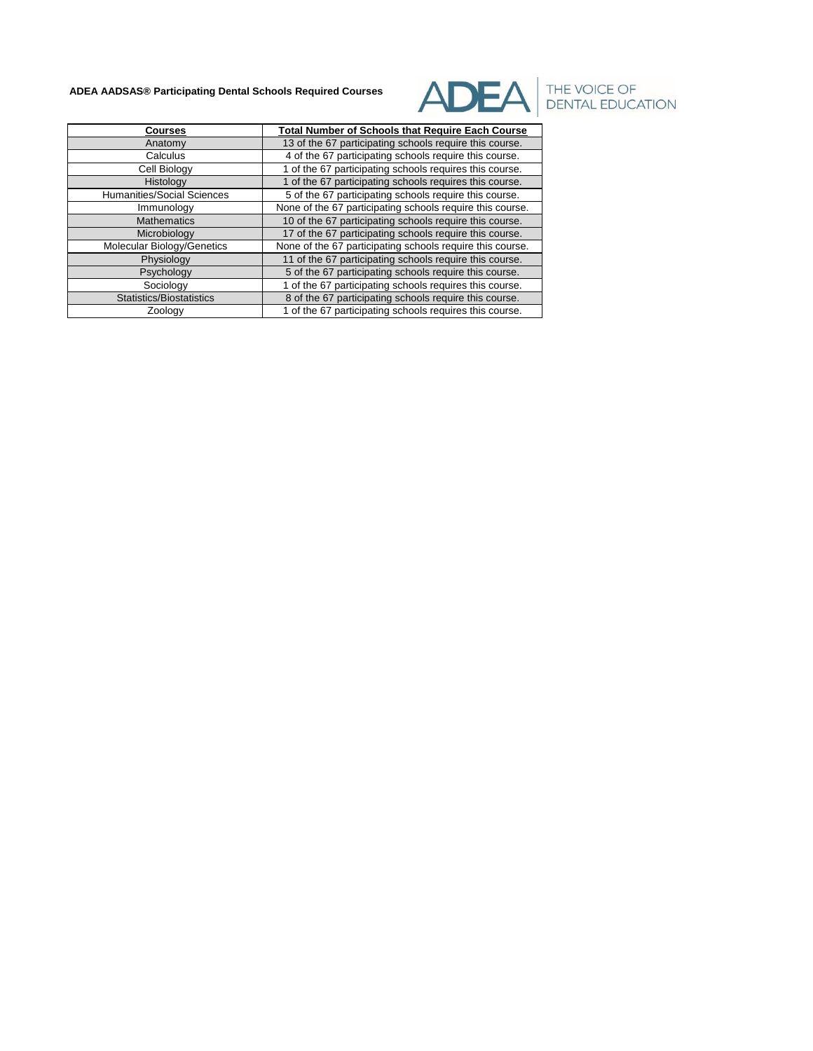**ADEA AADSAS® Participating Dental Schools Required Courses**

ADEA THE VOICE OF DENTAL EDUCATION

| Courses | Total Number of Schools that Require Each Course |
|---|---|
| Anatomy | 13 of the 67 participating schools require this course. |
| Calculus | 4 of the 67 participating schools require this course. |
| Cell Biology | 1 of the 67 participating schools requires this course. |
| Histology | 1 of the 67 participating schools requires this course. |
| Humanities/Social Sciences | 5 of the 67 participating schools require this course. |
| Immunology | None of the 67 participating schools require this course. |
| Mathematics | 10 of the 67 participating schools require this course. |
| Microbiology | 17 of the 67 participating schools require this course. |
| Molecular Biology/Genetics | None of the 67 participating schools require this course. |
| Physiology | 11 of the 67 participating schools require this course. |
| Psychology | 5 of the 67 participating schools require this course. |
| Sociology | 1 of the 67 participating schools requires this course. |
| Statistics/Biostatistics | 8 of the 67 participating schools require this course. |
| Zoology | 1 of the 67 participating schools requires this course. |